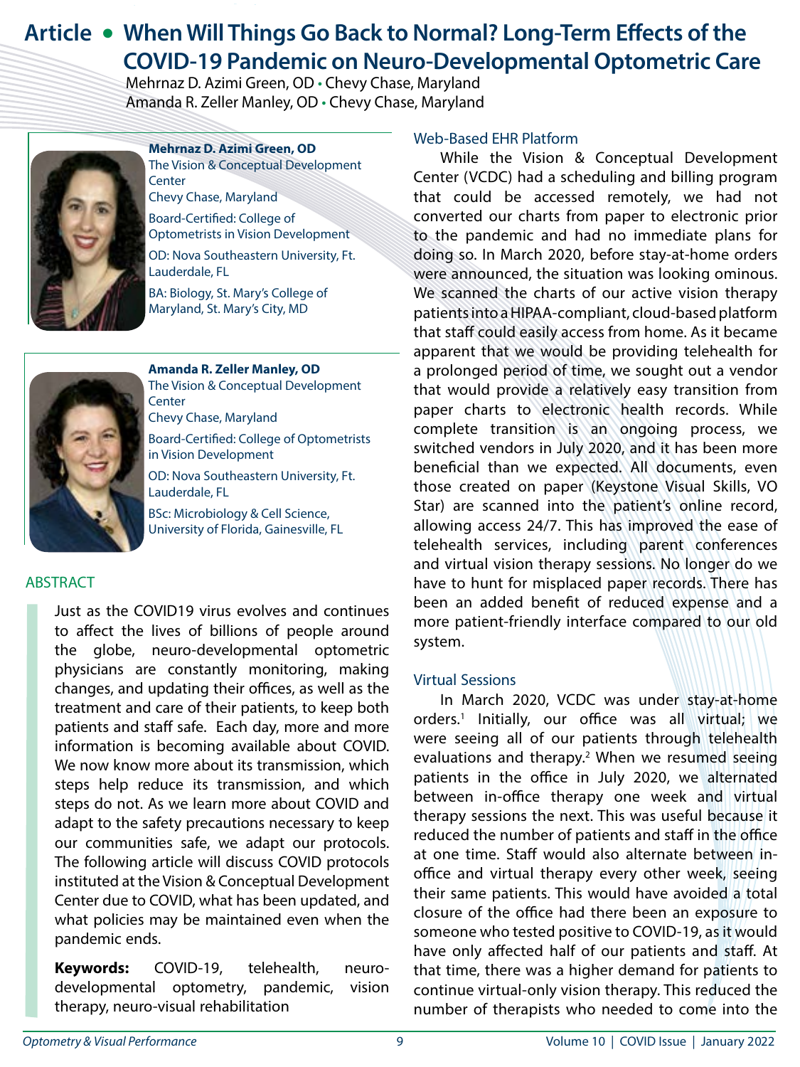# Article • When Will Things Go Back to Normal? Long-Term Effects of the COVID-19 Pandemic on Neuro-Developmental Optometric Care

Mehrnaz D. Azimi Green, OD • Chevy Chase, Maryland
Amanda R. Zeller Manley, OD • Chevy Chase, Maryland

**Mehrnaz D. Azimi Green, OD**
The Vision & Conceptual Development Center
Chevy Chase, Maryland
Board-Certified: College of Optometrists in Vision Development
OD: Nova Southeastern University, Ft. Lauderdale, FL
BA: Biology, St. Mary's College of Maryland, St. Mary's City, MD

**Amanda R. Zeller Manley, OD**
The Vision & Conceptual Development Center
Chevy Chase, Maryland
Board-Certified: College of Optometrists in Vision Development
OD: Nova Southeastern University, Ft. Lauderdale, FL
BSc: Microbiology & Cell Science, University of Florida, Gainesville, FL

## ABSTRACT

Just as the COVID19 virus evolves and continues to affect the lives of billions of people around the globe, neuro-developmental optometric physicians are constantly monitoring, making changes, and updating their offices, as well as the treatment and care of their patients, to keep both patients and staff safe. Each day, more and more information is becoming available about COVID. We now know more about its transmission, which steps help reduce its transmission, and which steps do not. As we learn more about COVID and adapt to the safety precautions necessary to keep our communities safe, we adapt our protocols. The following article will discuss COVID protocols instituted at the Vision & Conceptual Development Center due to COVID, what has been updated, and what policies may be maintained even when the pandemic ends.

**Keywords:** COVID-19, telehealth, neuro-developmental optometry, pandemic, vision therapy, neuro-visual rehabilitation

## Web-Based EHR Platform

While the Vision & Conceptual Development Center (VCDC) had a scheduling and billing program that could be accessed remotely, we had not converted our charts from paper to electronic prior to the pandemic and had no immediate plans for doing so. In March 2020, before stay-at-home orders were announced, the situation was looking ominous. We scanned the charts of our active vision therapy patients into a HIPAA-compliant, cloud-based platform that staff could easily access from home. As it became apparent that we would be providing telehealth for a prolonged period of time, we sought out a vendor that would provide a relatively easy transition from paper charts to electronic health records. While complete transition is an ongoing process, we switched vendors in July 2020, and it has been more beneficial than we expected. All documents, even those created on paper (Keystone Visual Skills, VO Star) are scanned into the patient's online record, allowing access 24/7. This has improved the ease of telehealth services, including parent conferences and virtual vision therapy sessions. No longer do we have to hunt for misplaced paper records. There has been an added benefit of reduced expense and a more patient-friendly interface compared to our old system.

## Virtual Sessions

In March 2020, VCDC was under stay-at-home orders.[1] Initially, our office was all virtual; we were seeing all of our patients through telehealth evaluations and therapy.[2] When we resumed seeing patients in the office in July 2020, we alternated between in-office therapy one week and virtual therapy sessions the next. This was useful because it reduced the number of patients and staff in the office at one time. Staff would also alternate between in-office and virtual therapy every other week, seeing their same patients. This would have avoided a total closure of the office had there been an exposure to someone who tested positive to COVID-19, as it would have only affected half of our patients and staff. At that time, there was a higher demand for patients to continue virtual-only vision therapy. This reduced the number of therapists who needed to come into the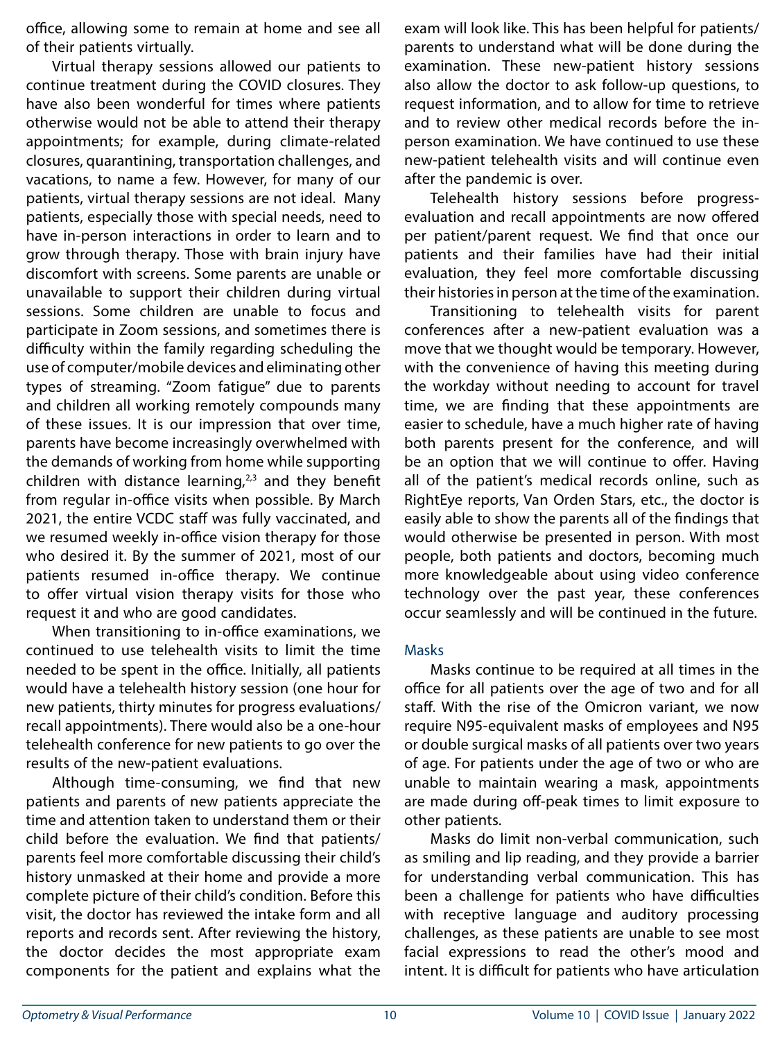office, allowing some to remain at home and see all of their patients virtually.

Virtual therapy sessions allowed our patients to continue treatment during the COVID closures. They have also been wonderful for times where patients otherwise would not be able to attend their therapy appointments; for example, during climate-related closures, quarantining, transportation challenges, and vacations, to name a few. However, for many of our patients, virtual therapy sessions are not ideal. Many patients, especially those with special needs, need to have in-person interactions in order to learn and to grow through therapy. Those with brain injury have discomfort with screens. Some parents are unable or unavailable to support their children during virtual sessions. Some children are unable to focus and participate in Zoom sessions, and sometimes there is difficulty within the family regarding scheduling the use of computer/mobile devices and eliminating other types of streaming. "Zoom fatigue" due to parents and children all working remotely compounds many of these issues. It is our impression that over time, parents have become increasingly overwhelmed with the demands of working from home while supporting children with distance learning,[2,3] and they benefit from regular in-office visits when possible. By March 2021, the entire VCDC staff was fully vaccinated, and we resumed weekly in-office vision therapy for those who desired it. By the summer of 2021, most of our patients resumed in-office therapy. We continue to offer virtual vision therapy visits for those who request it and who are good candidates.

When transitioning to in-office examinations, we continued to use telehealth visits to limit the time needed to be spent in the office. Initially, all patients would have a telehealth history session (one hour for new patients, thirty minutes for progress evaluations/recall appointments). There would also be a one-hour telehealth conference for new patients to go over the results of the new-patient evaluations.

Although time-consuming, we find that new patients and parents of new patients appreciate the time and attention taken to understand them or their child before the evaluation. We find that patients/parents feel more comfortable discussing their child's history unmasked at their home and provide a more complete picture of their child's condition. Before this visit, the doctor has reviewed the intake form and all reports and records sent. After reviewing the history, the doctor decides the most appropriate exam components for the patient and explains what the exam will look like. This has been helpful for patients/parents to understand what will be done during the examination. These new-patient history sessions also allow the doctor to ask follow-up questions, to request information, and to allow for time to retrieve and to review other medical records before the in-person examination. We have continued to use these new-patient telehealth visits and will continue even after the pandemic is over.

Telehealth history sessions before progress-evaluation and recall appointments are now offered per patient/parent request. We find that once our patients and their families have had their initial evaluation, they feel more comfortable discussing their histories in person at the time of the examination.

Transitioning to telehealth visits for parent conferences after a new-patient evaluation was a move that we thought would be temporary. However, with the convenience of having this meeting during the workday without needing to account for travel time, we are finding that these appointments are easier to schedule, have a much higher rate of having both parents present for the conference, and will be an option that we will continue to offer. Having all of the patient's medical records online, such as RightEye reports, Van Orden Stars, etc., the doctor is easily able to show the parents all of the findings that would otherwise be presented in person. With most people, both patients and doctors, becoming much more knowledgeable about using video conference technology over the past year, these conferences occur seamlessly and will be continued in the future.

## Masks

Masks continue to be required at all times in the office for all patients over the age of two and for all staff. With the rise of the Omicron variant, we now require N95-equivalent masks of employees and N95 or double surgical masks of all patients over two years of age. For patients under the age of two or who are unable to maintain wearing a mask, appointments are made during off-peak times to limit exposure to other patients.

Masks do limit non-verbal communication, such as smiling and lip reading, and they provide a barrier for understanding verbal communication. This has been a challenge for patients who have difficulties with receptive language and auditory processing challenges, as these patients are unable to see most facial expressions to read the other's mood and intent. It is difficult for patients who have articulation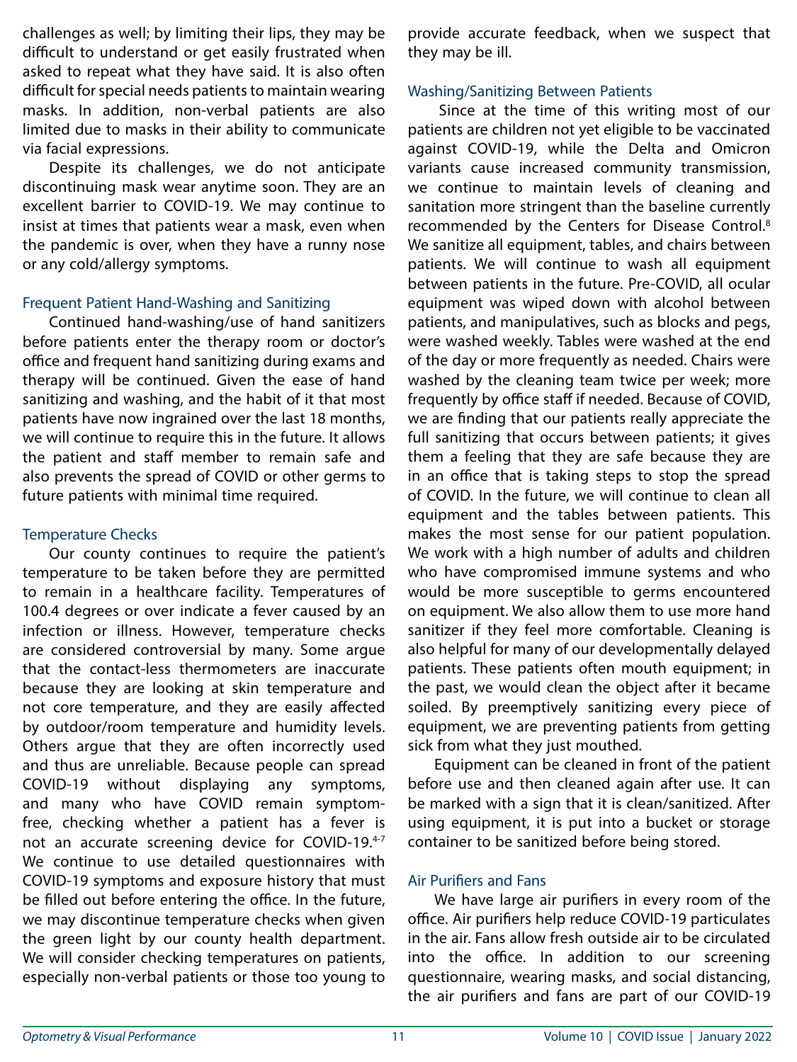challenges as well; by limiting their lips, they may be difficult to understand or get easily frustrated when asked to repeat what they have said. It is also often difficult for special needs patients to maintain wearing masks. In addition, non-verbal patients are also limited due to masks in their ability to communicate via facial expressions.

Despite its challenges, we do not anticipate discontinuing mask wear anytime soon. They are an excellent barrier to COVID-19. We may continue to insist at times that patients wear a mask, even when the pandemic is over, when they have a runny nose or any cold/allergy symptoms.

### Frequent Patient Hand-Washing and Sanitizing

Continued hand-washing/use of hand sanitizers before patients enter the therapy room or doctor's office and frequent hand sanitizing during exams and therapy will be continued. Given the ease of hand sanitizing and washing, and the habit of it that most patients have now ingrained over the last 18 months, we will continue to require this in the future. It allows the patient and staff member to remain safe and also prevents the spread of COVID or other germs to future patients with minimal time required.

### Temperature Checks

Our county continues to require the patient's temperature to be taken before they are permitted to remain in a healthcare facility. Temperatures of 100.4 degrees or over indicate a fever caused by an infection or illness. However, temperature checks are considered controversial by many. Some argue that the contact-less thermometers are inaccurate because they are looking at skin temperature and not core temperature, and they are easily affected by outdoor/room temperature and humidity levels. Others argue that they are often incorrectly used and thus are unreliable. Because people can spread COVID-19 without displaying any symptoms, and many who have COVID remain symptom-free, checking whether a patient has a fever is not an accurate screening device for COVID-19.[4-7] We continue to use detailed questionnaires with COVID-19 symptoms and exposure history that must be filled out before entering the office. In the future, we may discontinue temperature checks when given the green light by our county health department. We will consider checking temperatures on patients, especially non-verbal patients or those too young to provide accurate feedback, when we suspect that they may be ill.

### Washing/Sanitizing Between Patients

Since at the time of this writing most of our patients are children not yet eligible to be vaccinated against COVID-19, while the Delta and Omicron variants cause increased community transmission, we continue to maintain levels of cleaning and sanitation more stringent than the baseline currently recommended by the Centers for Disease Control.[8] We sanitize all equipment, tables, and chairs between patients. We will continue to wash all equipment between patients in the future. Pre-COVID, all ocular equipment was wiped down with alcohol between patients, and manipulatives, such as blocks and pegs, were washed weekly. Tables were washed at the end of the day or more frequently as needed. Chairs were washed by the cleaning team twice per week; more frequently by office staff if needed. Because of COVID, we are finding that our patients really appreciate the full sanitizing that occurs between patients; it gives them a feeling that they are safe because they are in an office that is taking steps to stop the spread of COVID. In the future, we will continue to clean all equipment and the tables between patients. This makes the most sense for our patient population. We work with a high number of adults and children who have compromised immune systems and who would be more susceptible to germs encountered on equipment. We also allow them to use more hand sanitizer if they feel more comfortable. Cleaning is also helpful for many of our developmentally delayed patients. These patients often mouth equipment; in the past, we would clean the object after it became soiled. By preemptively sanitizing every piece of equipment, we are preventing patients from getting sick from what they just mouthed.

Equipment can be cleaned in front of the patient before use and then cleaned again after use. It can be marked with a sign that it is clean/sanitized. After using equipment, it is put into a bucket or storage container to be sanitized before being stored.

### Air Purifiers and Fans

We have large air purifiers in every room of the office. Air purifiers help reduce COVID-19 particulates in the air. Fans allow fresh outside air to be circulated into the office. In addition to our screening questionnaire, wearing masks, and social distancing, the air purifiers and fans are part of our COVID-19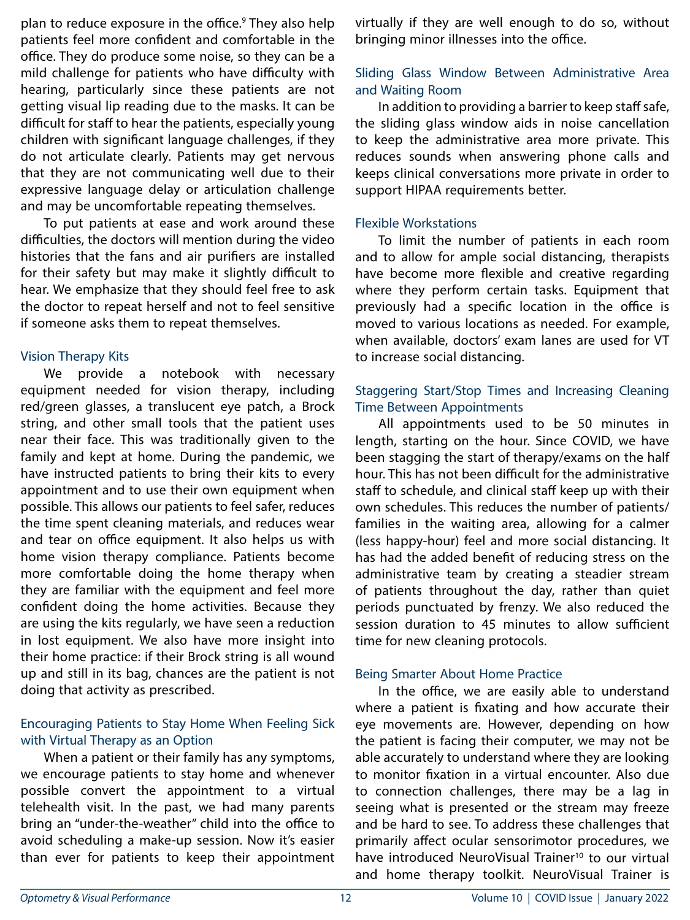plan to reduce exposure in the office.[9] They also help patients feel more confident and comfortable in the office. They do produce some noise, so they can be a mild challenge for patients who have difficulty with hearing, particularly since these patients are not getting visual lip reading due to the masks. It can be difficult for staff to hear the patients, especially young children with significant language challenges, if they do not articulate clearly. Patients may get nervous that they are not communicating well due to their expressive language delay or articulation challenge and may be uncomfortable repeating themselves.

To put patients at ease and work around these difficulties, the doctors will mention during the video histories that the fans and air purifiers are installed for their safety but may make it slightly difficult to hear. We emphasize that they should feel free to ask the doctor to repeat herself and not to feel sensitive if someone asks them to repeat themselves.

### Vision Therapy Kits

We provide a notebook with necessary equipment needed for vision therapy, including red/green glasses, a translucent eye patch, a Brock string, and other small tools that the patient uses near their face. This was traditionally given to the family and kept at home. During the pandemic, we have instructed patients to bring their kits to every appointment and to use their own equipment when possible. This allows our patients to feel safer, reduces the time spent cleaning materials, and reduces wear and tear on office equipment. It also helps us with home vision therapy compliance. Patients become more comfortable doing the home therapy when they are familiar with the equipment and feel more confident doing the home activities. Because they are using the kits regularly, we have seen a reduction in lost equipment. We also have more insight into their home practice: if their Brock string is all wound up and still in its bag, chances are the patient is not doing that activity as prescribed.

### Encouraging Patients to Stay Home When Feeling Sick with Virtual Therapy as an Option

When a patient or their family has any symptoms, we encourage patients to stay home and whenever possible convert the appointment to a virtual telehealth visit. In the past, we had many parents bring an "under-the-weather" child into the office to avoid scheduling a make-up session. Now it's easier than ever for patients to keep their appointment virtually if they are well enough to do so, without bringing minor illnesses into the office.

### Sliding Glass Window Between Administrative Area and Waiting Room

In addition to providing a barrier to keep staff safe, the sliding glass window aids in noise cancellation to keep the administrative area more private. This reduces sounds when answering phone calls and keeps clinical conversations more private in order to support HIPAA requirements better.

### Flexible Workstations

To limit the number of patients in each room and to allow for ample social distancing, therapists have become more flexible and creative regarding where they perform certain tasks. Equipment that previously had a specific location in the office is moved to various locations as needed. For example, when available, doctors' exam lanes are used for VT to increase social distancing.

### Staggering Start/Stop Times and Increasing Cleaning Time Between Appointments

All appointments used to be 50 minutes in length, starting on the hour. Since COVID, we have been stagging the start of therapy/exams on the half hour. This has not been difficult for the administrative staff to schedule, and clinical staff keep up with their own schedules. This reduces the number of patients/families in the waiting area, allowing for a calmer (less happy-hour) feel and more social distancing. It has had the added benefit of reducing stress on the administrative team by creating a steadier stream of patients throughout the day, rather than quiet periods punctuated by frenzy. We also reduced the session duration to 45 minutes to allow sufficient time for new cleaning protocols.

### Being Smarter About Home Practice

In the office, we are easily able to understand where a patient is fixating and how accurate their eye movements are. However, depending on how the patient is facing their computer, we may not be able accurately to understand where they are looking to monitor fixation in a virtual encounter. Also due to connection challenges, there may be a lag in seeing what is presented or the stream may freeze and be hard to see. To address these challenges that primarily affect ocular sensorimotor procedures, we have introduced NeuroVisual Trainer[10] to our virtual and home therapy toolkit. NeuroVisual Trainer is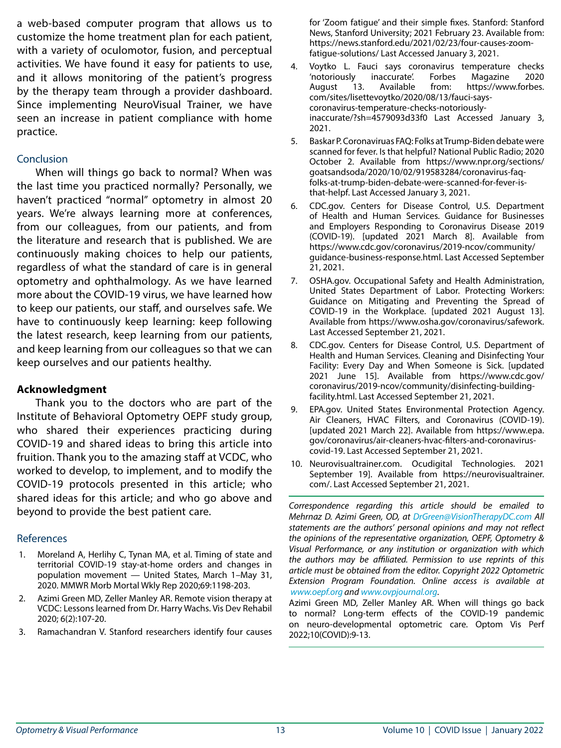a web-based computer program that allows us to customize the home treatment plan for each patient, with a variety of oculomotor, fusion, and perceptual activities. We have found it easy for patients to use, and it allows monitoring of the patient's progress by the therapy team through a provider dashboard. Since implementing NeuroVisual Trainer, we have seen an increase in patient compliance with home practice.

## Conclusion

When will things go back to normal? When was the last time you practiced normally? Personally, we haven't practiced "normal" optometry in almost 20 years. We're always learning more at conferences, from our colleagues, from our patients, and from the literature and research that is published. We are continuously making choices to help our patients, regardless of what the standard of care is in general optometry and ophthalmology. As we have learned more about the COVID-19 virus, we have learned how to keep our patients, our staff, and ourselves safe. We have to continuously keep learning: keep following the latest research, keep learning from our patients, and keep learning from our colleagues so that we can keep ourselves and our patients healthy.

**Acknowledgment**

Thank you to the doctors who are part of the Institute of Behavioral Optometry OEPF study group, who shared their experiences practicing during COVID-19 and shared ideas to bring this article into fruition. Thank you to the amazing staff at VCDC, who worked to develop, to implement, and to modify the COVID-19 protocols presented in this article; who shared ideas for this article; and who go above and beyond to provide the best patient care.

## References

1. Moreland A, Herlihy C, Tynan MA, et al. Timing of state and territorial COVID-19 stay-at-home orders and changes in population movement — United States, March 1–May 31, 2020. MMWR Morb Mortal Wkly Rep 2020;69:1198-203.
2. Azimi Green MD, Zeller Manley AR. Remote vision therapy at VCDC: Lessons learned from Dr. Harry Wachs. Vis Dev Rehabil 2020; 6(2):107-20.
3. Ramachandran V. Stanford researchers identify four causes for 'Zoom fatigue' and their simple fixes. Stanford: Stanford News, Stanford University; 2021 February 23. Available from: https://news.stanford.edu/2021/02/23/four-causes-zoom-fatigue-solutions/ Last Accessed January 3, 2021.
4. Voytko L. Fauci says coronavirus temperature checks 'notoriously inaccurate'. Forbes Magazine 2020 August 13. Available from: https://www.forbes.com/sites/lisettevoytko/2020/08/13/fauci-says-coronavirus-temperature-checks-notoriously-inaccurate/?sh=4579093d33f0 Last Accessed January 3, 2021.
5. Baskar P. Coronaviruas FAQ: Folks at Trump-Biden debate were scanned for fever. Is that helpful? National Public Radio; 2020 October 2. Available from https://www.npr.org/sections/goatsandsoda/2020/10/02/919583284/coronavirus-faq-folks-at-trump-biden-debate-were-scanned-for-fever-is-that-helpf. Last Accessed January 3, 2021.
6. CDC.gov. Centers for Disease Control, U.S. Department of Health and Human Services. Guidance for Businesses and Employers Responding to Coronavirus Disease 2019 (COVID-19). [updated 2021 March 8]. Available from https://www.cdc.gov/coronavirus/2019-ncov/community/guidance-business-response.html. Last Accessed September 21, 2021.
7. OSHA.gov. Occupational Safety and Health Administration, United States Department of Labor. Protecting Workers: Guidance on Mitigating and Preventing the Spread of COVID-19 in the Workplace. [updated 2021 August 13]. Available from https://www.osha.gov/coronavirus/safework. Last Accessed September 21, 2021.
8. CDC.gov. Centers for Disease Control, U.S. Department of Health and Human Services. Cleaning and Disinfecting Your Facility: Every Day and When Someone is Sick. [updated 2021 June 15]. Available from https://www.cdc.gov/coronavirus/2019-ncov/community/disinfecting-building-facility.html. Last Accessed September 21, 2021.
9. EPA.gov. United States Environmental Protection Agency. Air Cleaners, HVAC Filters, and Coronavirus (COVID-19). [updated 2021 March 22]. Available from https://www.epa.gov/coronavirus/air-cleaners-hvac-filters-and-coronavirus-covid-19. Last Accessed September 21, 2021.
10. Neurovisualtrainer.com. Ocudigital Technologies. 2021 September 19]. Available from https://neurovisualtrainer.com/. Last Accessed September 21, 2021.

*Correspondence regarding this article should be emailed to Mehrnaz D. Azimi Green, OD, at DrGreen@VisionTherapyDC.com All statements are the authors' personal opinions and may not reflect the opinions of the representative organization, OEPF, Optometry & Visual Performance, or any institution or organization with which the authors may be affiliated. Permission to use reprints of this article must be obtained from the editor. Copyright 2022 Optometric Extension Program Foundation. Online access is available at www.oepf.org and www.ovpjournal.org.*

Azimi Green MD, Zeller Manley AR. When will things go back to normal? Long-term effects of the COVID-19 pandemic on neuro-developmental optometric care. Optom Vis Perf 2022;10(COVID):9-13.